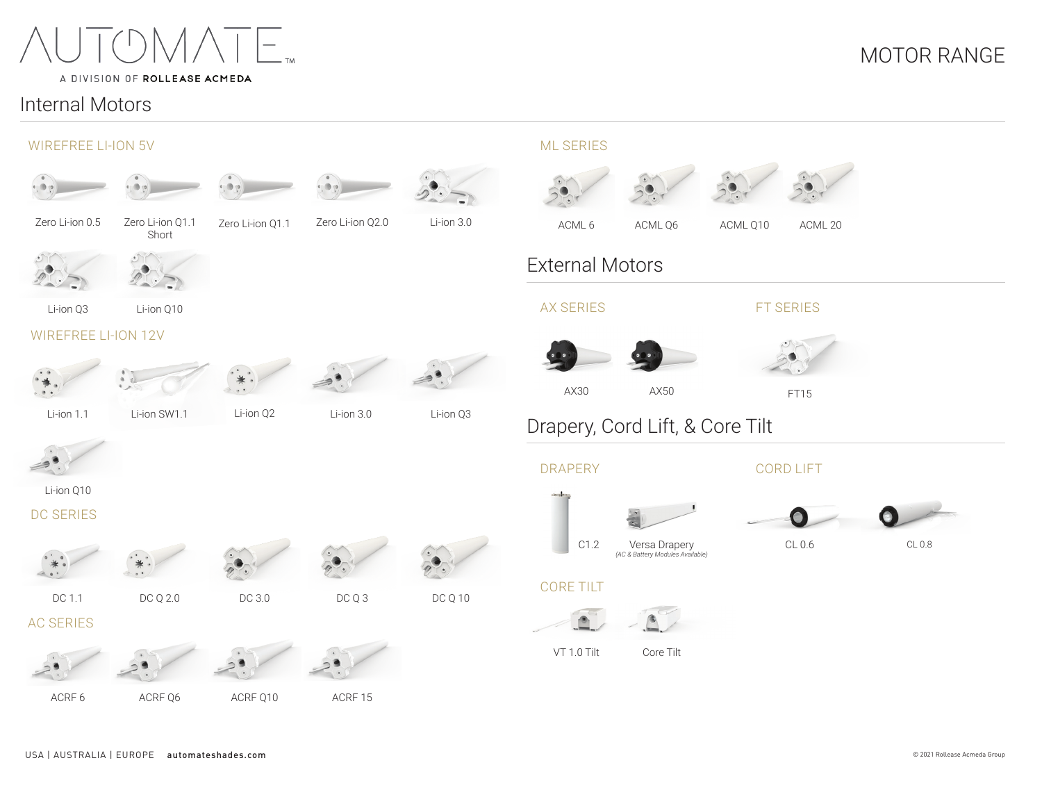# AUTOMATE™

A DIVISION OF **ROLLEASE ACMEDA**

# MOTOR RANGE

## Internal Motors

### WIREFREE LI-ION 5V

- Zero Li-ion 0.5
- Zero Li-ion Q1.1 Short
- Zero Li-ion Q1.1
- Zero Li-ion Q2.0
- Li-ion 3.0
- Li-ion Q3
- Li-ion Q10

### WIREFREE LI-ION 12V

- Li-ion 1.1
- Li-ion SW1.1
- Li-ion Q2
- Li-ion 3.0
- Li-ion Q3
- Li-ion Q10

### DC SERIES

- DC 1.1
- DC Q 2.0
- DC 3.0
- DC Q 3
- DC Q 10

### AC SERIES

- ACRF 6
- ACRF Q6
- ACRF Q10
- ACRF 15

### ML SERIES

- ACML 6
- ACML Q6
- ACML Q10
- ACML 20

## External Motors

### AX SERIES

- AX30
- AX50

### FT SERIES

- FT15

## Drapery, Cord Lift, & Core Tilt

### DRAPERY

- C1.2
- Versa Drapery *(AC & Battery Modules Available)*

### CORD LIFT

- CL 0.6
- CL 0.8

### CORE TILT

- VT 1.0 Tilt
- Core Tilt

USA | AUSTRALIA | EUROPE **automateshades.com**

© 2021 Rollease Acmeda Group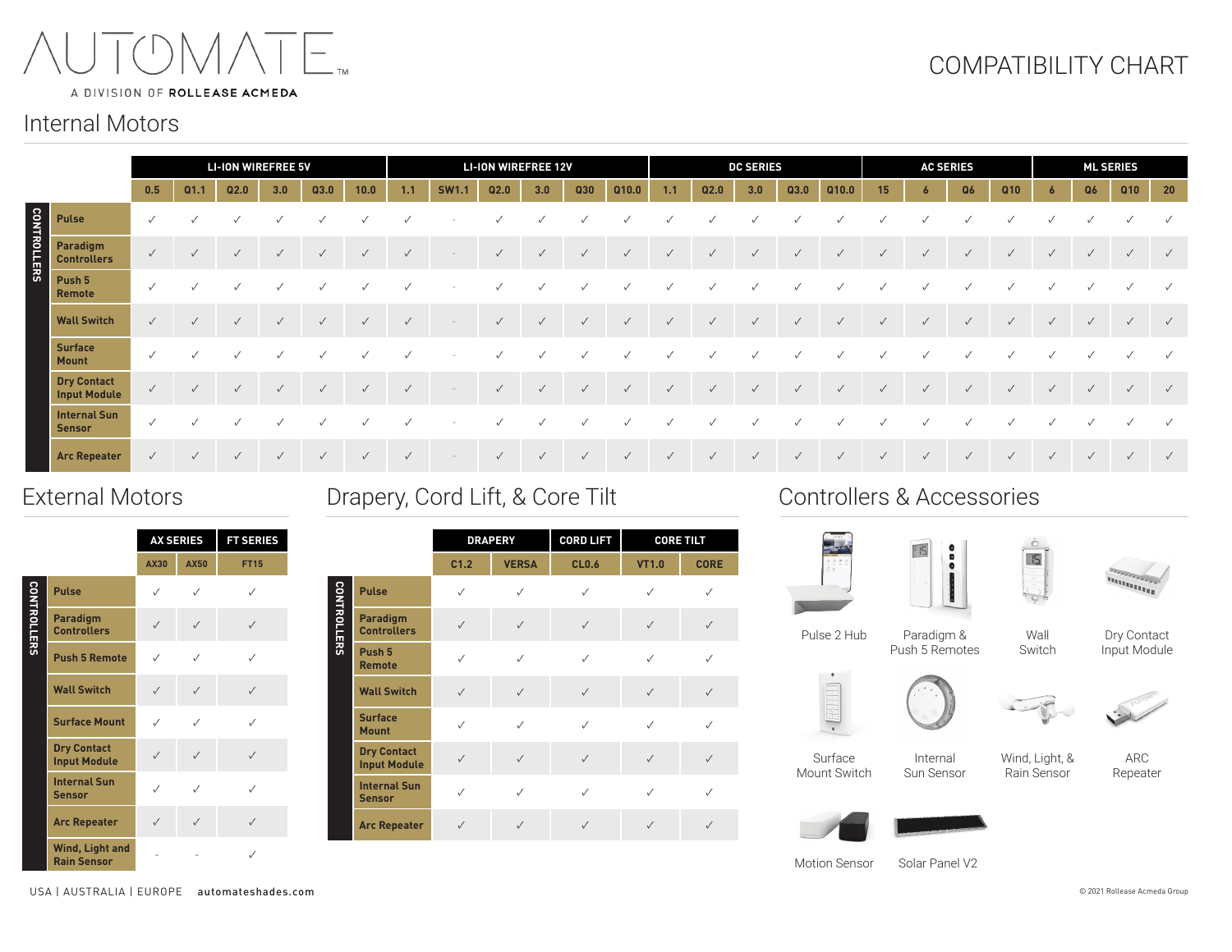# AUTOMATE™

A DIVISION OF ROLLEASE ACMEDA

COMPATIBILITY CHART

## Internal Motors

| CONTROLLERS | LI-ION WIREFREE 5V | | | | | | LI-ION WIREFREE 12V | | | | | | DC SERIES | | | | | AC SERIES | | | | ML SERIES | | | |
|---|---|---|---|---|---|---|---|---|---|---|---|---|---|---|---|---|---|---|---|---|---|---|---|---|---|
| | 0.5 | Q1.1 | Q2.0 | 3.0 | Q3.0 | 10.0 | 1.1 | SW1.1 | Q2.0 | 3.0 | Q30 | Q10.0 | 1.1 | Q2.0 | 3.0 | Q3.0 | Q10.0 | 15 | 6 | Q6 | Q10 | 6 | Q6 | Q10 | 20 |
| Pulse | ✓ | ✓ | ✓ | ✓ | ✓ | ✓ | ✓ | - | ✓ | ✓ | ✓ | ✓ | ✓ | ✓ | ✓ | ✓ | ✓ | ✓ | ✓ | ✓ | ✓ | ✓ | ✓ | ✓ | ✓ |
| Paradigm Controllers | ✓ | ✓ | ✓ | ✓ | ✓ | ✓ | ✓ | - | ✓ | ✓ | ✓ | ✓ | ✓ | ✓ | ✓ | ✓ | ✓ | ✓ | ✓ | ✓ | ✓ | ✓ | ✓ | ✓ | ✓ |
| Push 5 Remote | ✓ | ✓ | ✓ | ✓ | ✓ | ✓ | ✓ | - | ✓ | ✓ | ✓ | ✓ | ✓ | ✓ | ✓ | ✓ | ✓ | ✓ | ✓ | ✓ | ✓ | ✓ | ✓ | ✓ | ✓ |
| Wall Switch | ✓ | ✓ | ✓ | ✓ | ✓ | ✓ | ✓ | - | ✓ | ✓ | ✓ | ✓ | ✓ | ✓ | ✓ | ✓ | ✓ | ✓ | ✓ | ✓ | ✓ | ✓ | ✓ | ✓ | ✓ |
| Surface Mount | ✓ | ✓ | ✓ | ✓ | ✓ | ✓ | ✓ | - | ✓ | ✓ | ✓ | ✓ | ✓ | ✓ | ✓ | ✓ | ✓ | ✓ | ✓ | ✓ | ✓ | ✓ | ✓ | ✓ | ✓ |
| Dry Contact Input Module | ✓ | ✓ | ✓ | ✓ | ✓ | ✓ | ✓ | - | ✓ | ✓ | ✓ | ✓ | ✓ | ✓ | ✓ | ✓ | ✓ | ✓ | ✓ | ✓ | ✓ | ✓ | ✓ | ✓ | ✓ |
| Internal Sun Sensor | ✓ | ✓ | ✓ | ✓ | ✓ | ✓ | ✓ | - | ✓ | ✓ | ✓ | ✓ | ✓ | ✓ | ✓ | ✓ | ✓ | ✓ | ✓ | ✓ | ✓ | ✓ | ✓ | ✓ | ✓ |
| Arc Repeater | ✓ | ✓ | ✓ | ✓ | ✓ | ✓ | ✓ | - | ✓ | ✓ | ✓ | ✓ | ✓ | ✓ | ✓ | ✓ | ✓ | ✓ | ✓ | ✓ | ✓ | ✓ | ✓ | ✓ | ✓ |

## External Motors

| CONTROLLERS | AX SERIES | | FT SERIES |
|---|---|---|---|
| | AX30 | AX50 | FT15 |
| Pulse | ✓ | ✓ | ✓ |
| Paradigm Controllers | ✓ | ✓ | ✓ |
| Push 5 Remote | ✓ | ✓ | ✓ |
| Wall Switch | ✓ | ✓ | ✓ |
| Surface Mount | ✓ | ✓ | ✓ |
| Dry Contact Input Module | ✓ | ✓ | ✓ |
| Internal Sun Sensor | ✓ | ✓ | ✓ |
| Arc Repeater | ✓ | ✓ | ✓ |
| Wind, Light and Rain Sensor | - | - | ✓ |

## Drapery, Cord Lift, & Core Tilt

| CONTROLLERS | DRAPERY | | CORD LIFT | CORE TILT | |
|---|---|---|---|---|---|
| | C1.2 | VERSA | CL0.6 | VT1.0 | CORE |
| Pulse | ✓ | ✓ | ✓ | ✓ | ✓ |
| Paradigm Controllers | ✓ | ✓ | ✓ | ✓ | ✓ |
| Push 5 Remote | ✓ | ✓ | ✓ | ✓ | ✓ |
| Wall Switch | ✓ | ✓ | ✓ | ✓ | ✓ |
| Surface Mount | ✓ | ✓ | ✓ | ✓ | ✓ |
| Dry Contact Input Module | ✓ | ✓ | ✓ | ✓ | ✓ |
| Internal Sun Sensor | ✓ | ✓ | ✓ | ✓ | ✓ |
| Arc Repeater | ✓ | ✓ | ✓ | ✓ | ✓ |

## Controllers & Accessories

Pulse 2 Hub

Paradigm & Push 5 Remotes

Wall Switch

Dry Contact Input Module

Surface Mount Switch

Internal Sun Sensor

Wind, Light, & Rain Sensor

ARC Repeater

Motion Sensor

Solar Panel V2

USA | AUSTRALIA | EUROPE automateshades.com

© 2021 Rollease Acmeda Group